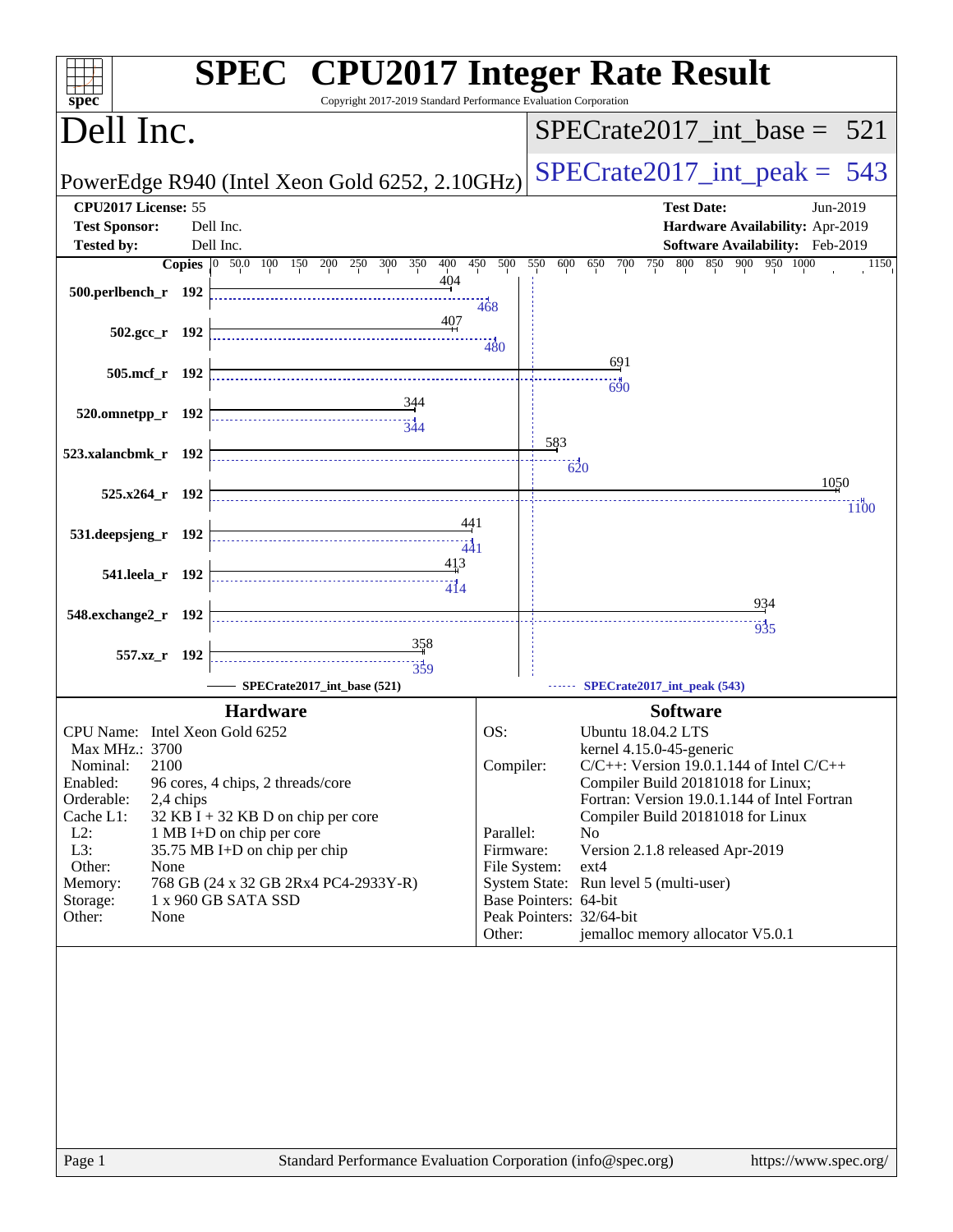# SPEC CPU2017 Integer Rate Result

Copyright 2017-2019 Standard Performance Evaluation Corporation

## Dell Inc.

**PowerEdge R940 (Intel Xeon Gold 6252, 2.10GHz)**

SPECrate2017_int_base = 521

SPECrate2017_int_peak = 543

| | | | |
|---|---|---|---|
| **CPU2017 License:** | 55 | **Test Date:** | Jun-2019 |
| **Test Sponsor:** | Dell Inc. | **Hardware Availability:** | Apr-2019 |
| **Tested by:** | Dell Inc. | **Software Availability:** | Feb-2019 |

| Benchmark | Copies | Base | Peak |
|---|---|---|---|
| 500.perlbench_r | 192 | 404 | 468 |
| 502.gcc_r | 192 | 407 | 480 |
| 505.mcf_r | 192 | 691 | 690 |
| 520.omnetpp_r | 192 | 344 | 344 |
| 523.xalancbmk_r | 192 | 583 | 620 |
| 525.x264_r | 192 | 1050 | 1100 |
| 531.deepsjeng_r | 192 | 441 | 441 |
| 541.leela_r | 192 | 413 | 414 |
| 548.exchange2_r | 192 | 934 | 935 |
| 557.xz_r | 192 | 358 | 359 |

SPECrate2017_int_base (521) — SPECrate2017_int_peak (543)

### Hardware

| | |
|---|---|
| CPU Name: | Intel Xeon Gold 6252 |
| Max MHz.: | 3700 |
| Nominal: | 2100 |
| Enabled: | 96 cores, 4 chips, 2 threads/core |
| Orderable: | 2,4 chips |
| Cache L1: | 32 KB I + 32 KB D on chip per core |
| L2: | 1 MB I+D on chip per core |
| L3: | 35.75 MB I+D on chip per chip |
| Other: | None |
| Memory: | 768 GB (24 x 32 GB 2Rx4 PC4-2933Y-R) |
| Storage: | 1 x 960 GB SATA SSD |
| Other: | None |

### Software

| | |
|---|---|
| OS: | Ubuntu 18.04.2 LTS<br>kernel 4.15.0-45-generic |
| Compiler: | C/C++: Version 19.0.1.144 of Intel C/C++ Compiler Build 20181018 for Linux;<br>Fortran: Version 19.0.1.144 of Intel Fortran Compiler Build 20181018 for Linux |
| Parallel: | No |
| Firmware: | Version 2.1.8 released Apr-2019 |
| File System: | ext4 |
| System State: | Run level 5 (multi-user) |
| Base Pointers: | 64-bit |
| Peak Pointers: | 32/64-bit |
| Other: | jemalloc memory allocator V5.0.1 |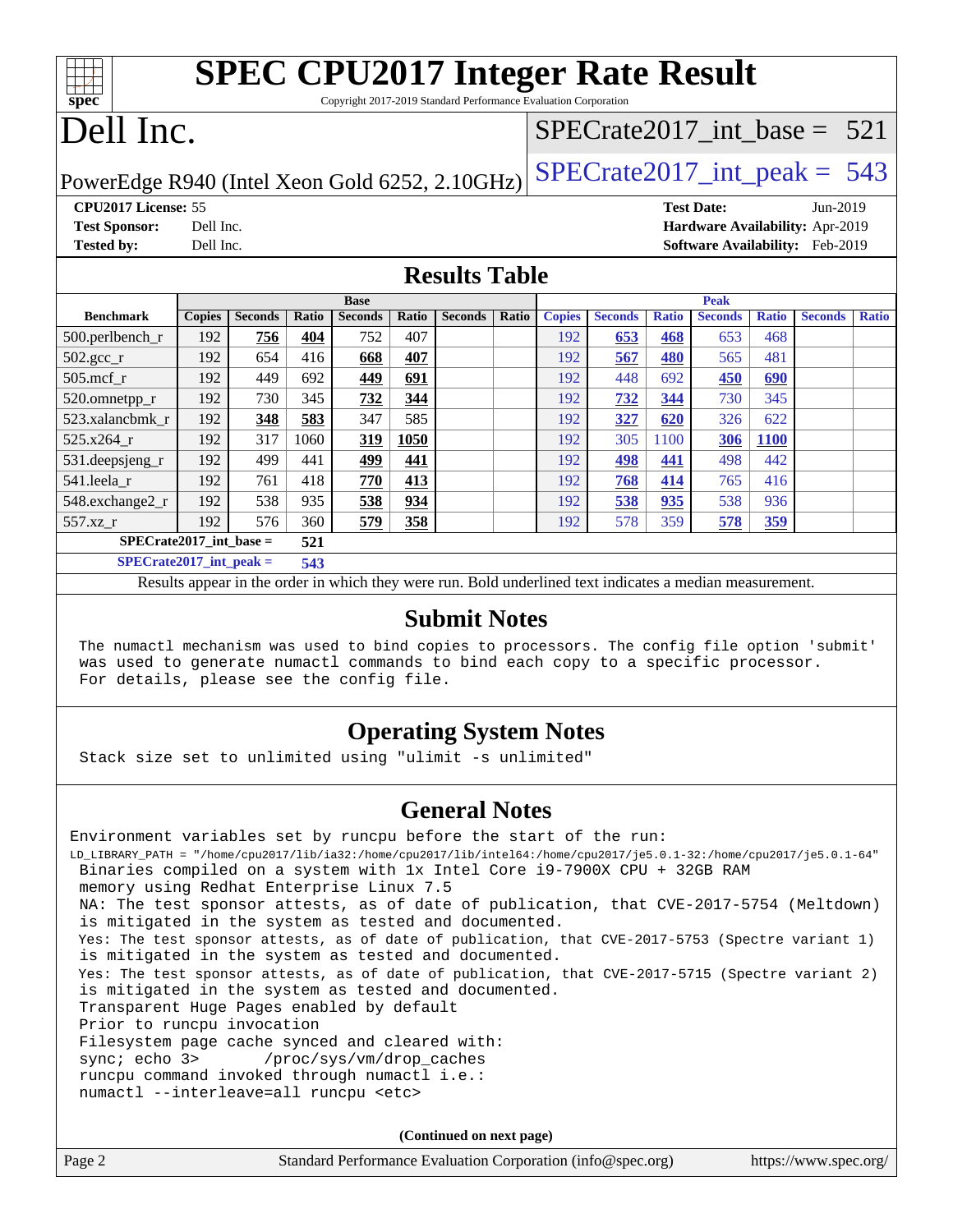# SPEC CPU2017 Integer Rate Result

Copyright 2017-2019 Standard Performance Evaluation Corporation

# Dell Inc.

PowerEdge R940 (Intel Xeon Gold 6252, 2.10GHz)

SPECrate2017_int_base = 521

SPECrate2017_int_peak = 543

**CPU2017 License:** 55
**Test Sponsor:** Dell Inc.
**Tested by:** Dell Inc.

**Test Date:** Jun-2019
**Hardware Availability:** Apr-2019
**Software Availability:** Feb-2019

## Results Table

| Benchmark | Base | | | | | | | Peak | | | | | | |
|---|---|---|---|---|---|---|---|---|---|---|---|---|---|---|
| | Copies | Seconds | Ratio | Seconds | Ratio | Seconds | Ratio | Copies | Seconds | Ratio | Seconds | Ratio | Seconds | Ratio |
| 500.perlbench_r | 192 | **756** | **404** | 752 | 407 | | | 192 | **653** | **468** | 653 | 468 | | |
| 502.gcc_r | 192 | 654 | 416 | **668** | **407** | | | 192 | **567** | **480** | 565 | 481 | | |
| 505.mcf_r | 192 | 449 | 692 | **449** | **691** | | | 192 | 448 | 692 | **450** | **690** | | |
| 520.omnetpp_r | 192 | 730 | 345 | **732** | **344** | | | 192 | **732** | **344** | 730 | 345 | | |
| 523.xalancbmk_r | 192 | **348** | **583** | 347 | 585 | | | 192 | **327** | **620** | 326 | 622 | | |
| 525.x264_r | 192 | 317 | 1060 | **319** | **1050** | | | 192 | 305 | 1100 | **306** | **1100** | | |
| 531.deepsjeng_r | 192 | 499 | 441 | **499** | **441** | | | 192 | **498** | **441** | 498 | 442 | | |
| 541.leela_r | 192 | 761 | 418 | **770** | **413** | | | 192 | **768** | **414** | 765 | 416 | | |
| 548.exchange2_r | 192 | 538 | 935 | **538** | **934** | | | 192 | **538** | **935** | 538 | 936 | | |
| 557.xz_r | 192 | 576 | 360 | **579** | **358** | | | 192 | 578 | 359 | **578** | **359** | | |

**SPECrate2017_int_base = 521**

**SPECrate2017_int_peak = 543**

Results appear in the order in which they were run. Bold underlined text indicates a median measurement.

## Submit Notes

The numactl mechanism was used to bind copies to processors. The config file option 'submit' was used to generate numactl commands to bind each copy to a specific processor. For details, please see the config file.

## Operating System Notes

Stack size set to unlimited using "ulimit -s unlimited"

## General Notes

Environment variables set by runcpu before the start of the run:
LD_LIBRARY_PATH = "/home/cpu2017/lib/ia32:/home/cpu2017/lib/intel64:/home/cpu2017/je5.0.1-32:/home/cpu2017/je5.0.1-64"

Binaries compiled on a system with 1x Intel Core i9-7900X CPU + 32GB RAM memory using Redhat Enterprise Linux 7.5

NA: The test sponsor attests, as of date of publication, that CVE-2017-5754 (Meltdown) is mitigated in the system as tested and documented.

Yes: The test sponsor attests, as of date of publication, that CVE-2017-5753 (Spectre variant 1) is mitigated in the system as tested and documented.

Yes: The test sponsor attests, as of date of publication, that CVE-2017-5715 (Spectre variant 2) is mitigated in the system as tested and documented.

Transparent Huge Pages enabled by default

Prior to runcpu invocation

Filesystem page cache synced and cleared with:

```
sync; echo 3>       /proc/sys/vm/drop_caches
```

runcpu command invoked through numactl i.e.:

```
numactl --interleave=all runcpu <etc>
```

**(Continued on next page)**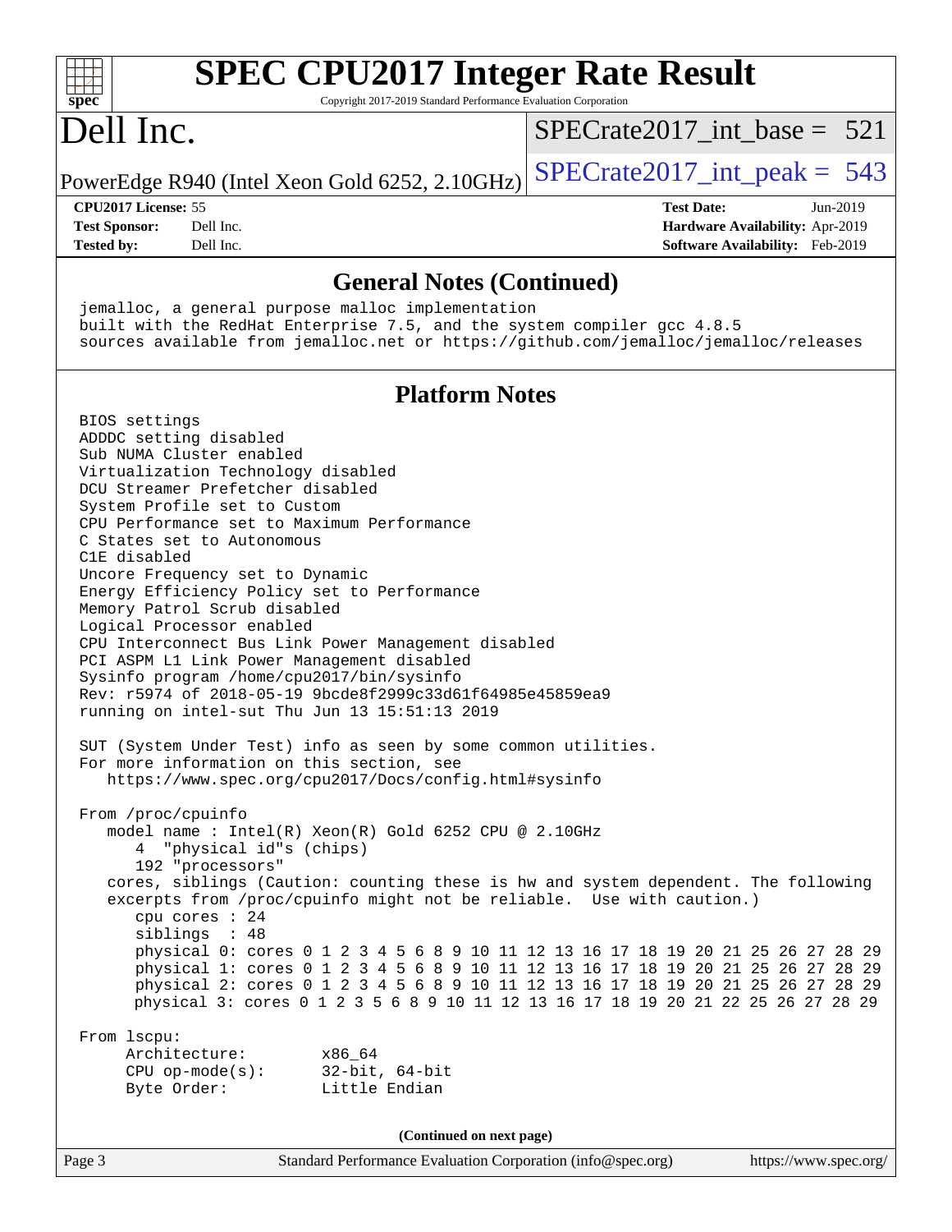# SPEC CPU2017 Integer Rate Result

Copyright 2017-2019 Standard Performance Evaluation Corporation

# Dell Inc.

PowerEdge R940 (Intel Xeon Gold 6252, 2.10GHz)

SPECrate2017_int_base = 521

SPECrate2017_int_peak = 543

**CPU2017 License:** 55
**Test Sponsor:** Dell Inc.
**Tested by:** Dell Inc.

**Test Date:** Jun-2019
**Hardware Availability:** Apr-2019
**Software Availability:** Feb-2019

## General Notes (Continued)

```
jemalloc, a general purpose malloc implementation
built with the RedHat Enterprise 7.5, and the system compiler gcc 4.8.5
sources available from jemalloc.net or https://github.com/jemalloc/jemalloc/releases
```

## Platform Notes

```
BIOS settings
ADDDC setting disabled
Sub NUMA Cluster enabled
Virtualization Technology disabled
DCU Streamer Prefetcher disabled
System Profile set to Custom
CPU Performance set to Maximum Performance
C States set to Autonomous
C1E disabled
Uncore Frequency set to Dynamic
Energy Efficiency Policy set to Performance
Memory Patrol Scrub disabled
Logical Processor enabled
CPU Interconnect Bus Link Power Management disabled
PCI ASPM L1 Link Power Management disabled
Sysinfo program /home/cpu2017/bin/sysinfo
Rev: r5974 of 2018-05-19 9bcde8f2999c33d61f64985e45859ea9
running on intel-sut Thu Jun 13 15:51:13 2019

SUT (System Under Test) info as seen by some common utilities.
For more information on this section, see
   https://www.spec.org/cpu2017/Docs/config.html#sysinfo

From /proc/cpuinfo
   model name : Intel(R) Xeon(R) Gold 6252 CPU @ 2.10GHz
      4  "physical id"s (chips)
      192 "processors"
   cores, siblings (Caution: counting these is hw and system dependent. The following
   excerpts from /proc/cpuinfo might not be reliable.  Use with caution.)
      cpu cores : 24
      siblings  : 48
      physical 0: cores 0 1 2 3 4 5 6 8 9 10 11 12 13 16 17 18 19 20 21 25 26 27 28 29
      physical 1: cores 0 1 2 3 4 5 6 8 9 10 11 12 13 16 17 18 19 20 21 25 26 27 28 29
      physical 2: cores 0 1 2 3 4 5 6 8 9 10 11 12 13 16 17 18 19 20 21 25 26 27 28 29
      physical 3: cores 0 1 2 3 5 6 8 9 10 11 12 13 16 17 18 19 20 21 22 25 26 27 28 29

From lscpu:
     Architecture:        x86_64
     CPU op-mode(s):      32-bit, 64-bit
     Byte Order:          Little Endian
```

(Continued on next page)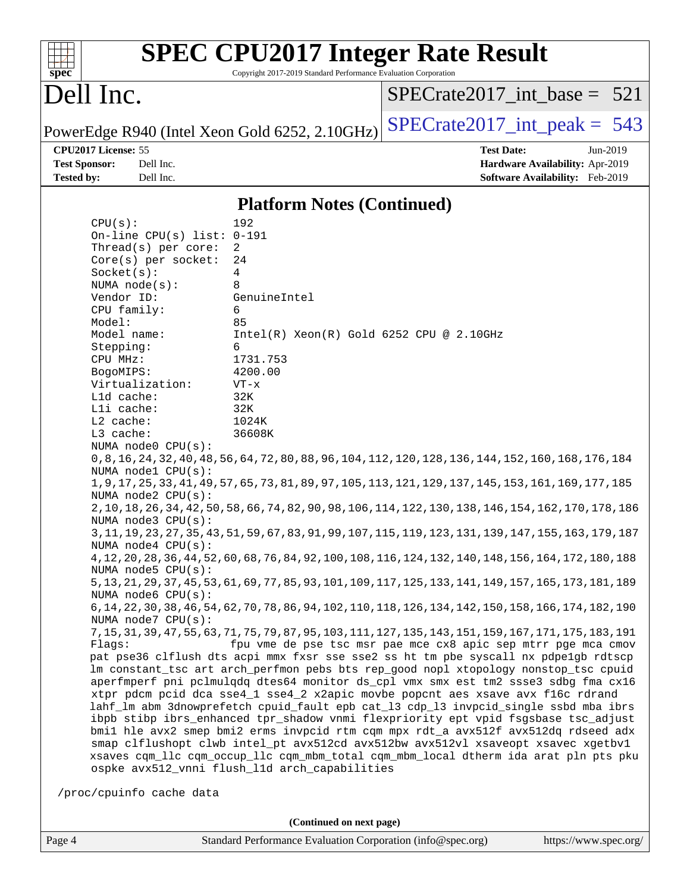# SPEC CPU2017 Integer Rate Result

Copyright 2017-2019 Standard Performance Evaluation Corporation

## Dell Inc.

PowerEdge R940 (Intel Xeon Gold 6252, 2.10GHz)

SPECrate2017_int_base = 521

SPECrate2017_int_peak = 543

**CPU2017 License:** 55
**Test Sponsor:** Dell Inc.
**Tested by:** Dell Inc.

**Test Date:** Jun-2019
**Hardware Availability:** Apr-2019
**Software Availability:** Feb-2019

### Platform Notes (Continued)

```
CPU(s):                192
On-line CPU(s) list:   0-191
Thread(s) per core:    2
Core(s) per socket:    24
Socket(s):             4
NUMA node(s):          8
Vendor ID:             GenuineIntel
CPU family:            6
Model:                 85
Model name:            Intel(R) Xeon(R) Gold 6252 CPU @ 2.10GHz
Stepping:              6
CPU MHz:               1731.753
BogoMIPS:              4200.00
Virtualization:        VT-x
L1d cache:             32K
L1i cache:             32K
L2 cache:              1024K
L3 cache:              36608K
NUMA node0 CPU(s):
0,8,16,24,32,40,48,56,64,72,80,88,96,104,112,120,128,136,144,152,160,168,176,184
NUMA node1 CPU(s):
1,9,17,25,33,41,49,57,65,73,81,89,97,105,113,121,129,137,145,153,161,169,177,185
NUMA node2 CPU(s):
2,10,18,26,34,42,50,58,66,74,82,90,98,106,114,122,130,138,146,154,162,170,178,186
NUMA node3 CPU(s):
3,11,19,23,27,35,43,51,59,67,83,91,99,107,115,119,123,131,139,147,155,163,179,187
NUMA node4 CPU(s):
4,12,20,28,36,44,52,60,68,76,84,92,100,108,116,124,132,140,148,156,164,172,180,188
NUMA node5 CPU(s):
5,13,21,29,37,45,53,61,69,77,85,93,101,109,117,125,133,141,149,157,165,173,181,189
NUMA node6 CPU(s):
6,14,22,30,38,46,54,62,70,78,86,94,102,110,118,126,134,142,150,158,166,174,182,190
NUMA node7 CPU(s):
7,15,31,39,47,55,63,71,75,79,87,95,103,111,127,135,143,151,159,167,171,175,183,191
Flags:                 fpu vme de pse tsc msr pae mce cx8 apic sep mtrr pge mca cmov
pat pse36 clflush dts acpi mmx fxsr sse sse2 ss ht tm pbe syscall nx pdpe1gb rdtscp
lm constant_tsc art arch_perfmon pebs bts rep_good nopl xtopology nonstop_tsc cpuid
aperfmperf pni pclmulqdq dtes64 monitor ds_cpl vmx smx est tm2 ssse3 sdbg fma cx16
xtpr pdcm pcid dca sse4_1 sse4_2 x2apic movbe popcnt aes xsave avx f16c rdrand
lahf_lm abm 3dnowprefetch cpuid_fault epb cat_l3 cdp_l3 invpcid_single ssbd mba ibrs
ibpb stibp ibrs_enhanced tpr_shadow vnmi flexpriority ept vpid fsgsbase tsc_adjust
bmi1 hle avx2 smep bmi2 erms invpcid rtm cqm mpx rdt_a avx512f avx512dq rdseed adx
smap clflushopt clwb intel_pt avx512cd avx512bw avx512vl xsaveopt xsavec xgetbv1
xsaves cqm_llc cqm_occup_llc cqm_mbm_total cqm_mbm_local dtherm ida arat pln pts pku
ospke avx512_vnni flush_l1d arch_capabilities

/proc/cpuinfo cache data
```

(Continued on next page)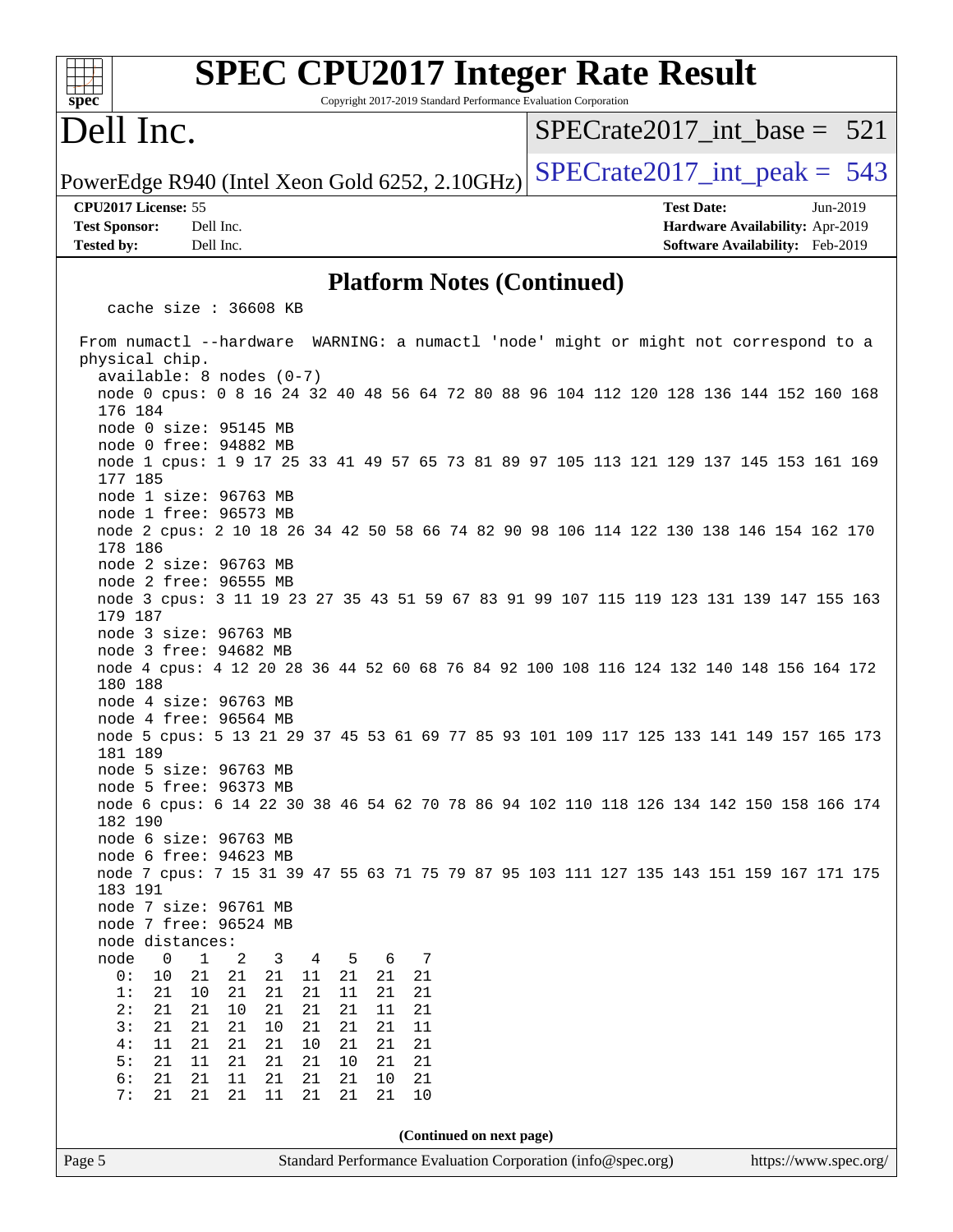# SPEC CPU2017 Integer Rate Result

Copyright 2017-2019 Standard Performance Evaluation Corporation

# Dell Inc.

PowerEdge R940 (Intel Xeon Gold 6252, 2.10GHz)

SPECrate2017_int_base = 521

SPECrate2017_int_peak = 543

**CPU2017 License:** 55
**Test Sponsor:** Dell Inc.
**Tested by:** Dell Inc.

**Test Date:** Jun-2019
**Hardware Availability:** Apr-2019
**Software Availability:** Feb-2019

## Platform Notes (Continued)

```
    cache size : 36608 KB

 From numactl --hardware  WARNING: a numactl 'node' might or might not correspond to a
 physical chip.
   available: 8 nodes (0-7)
   node 0 cpus: 0 8 16 24 32 40 48 56 64 72 80 88 96 104 112 120 128 136 144 152 160 168
   176 184
   node 0 size: 95145 MB
   node 0 free: 94882 MB
   node 1 cpus: 1 9 17 25 33 41 49 57 65 73 81 89 97 105 113 121 129 137 145 153 161 169
   177 185
   node 1 size: 96763 MB
   node 1 free: 96573 MB
   node 2 cpus: 2 10 18 26 34 42 50 58 66 74 82 90 98 106 114 122 130 138 146 154 162 170
   178 186
   node 2 size: 96763 MB
   node 2 free: 96555 MB
   node 3 cpus: 3 11 19 23 27 35 43 51 59 67 83 91 99 107 115 119 123 131 139 147 155 163
   179 187
   node 3 size: 96763 MB
   node 3 free: 94682 MB
   node 4 cpus: 4 12 20 28 36 44 52 60 68 76 84 92 100 108 116 124 132 140 148 156 164 172
   180 188
   node 4 size: 96763 MB
   node 4 free: 96564 MB
   node 5 cpus: 5 13 21 29 37 45 53 61 69 77 85 93 101 109 117 125 133 141 149 157 165 173
   181 189
   node 5 size: 96763 MB
   node 5 free: 96373 MB
   node 6 cpus: 6 14 22 30 38 46 54 62 70 78 86 94 102 110 118 126 134 142 150 158 166 174
   182 190
   node 6 size: 96763 MB
   node 6 free: 94623 MB
   node 7 cpus: 7 15 31 39 47 55 63 71 75 79 87 95 103 111 127 135 143 151 159 167 171 175
   183 191
   node 7 size: 96761 MB
   node 7 free: 96524 MB
   node distances:
   node   0   1   2   3   4   5   6   7
     0:  10  21  21  21  11  21  21  21
     1:  21  10  21  21  21  11  21  21
     2:  21  21  10  21  21  21  11  21
     3:  21  21  21  10  21  21  21  11
     4:  11  21  21  21  10  21  21  21
     5:  21  11  21  21  21  10  21  21
     6:  21  21  11  21  21  21  10  21
     7:  21  21  21  11  21  21  21  10
```

(Continued on next page)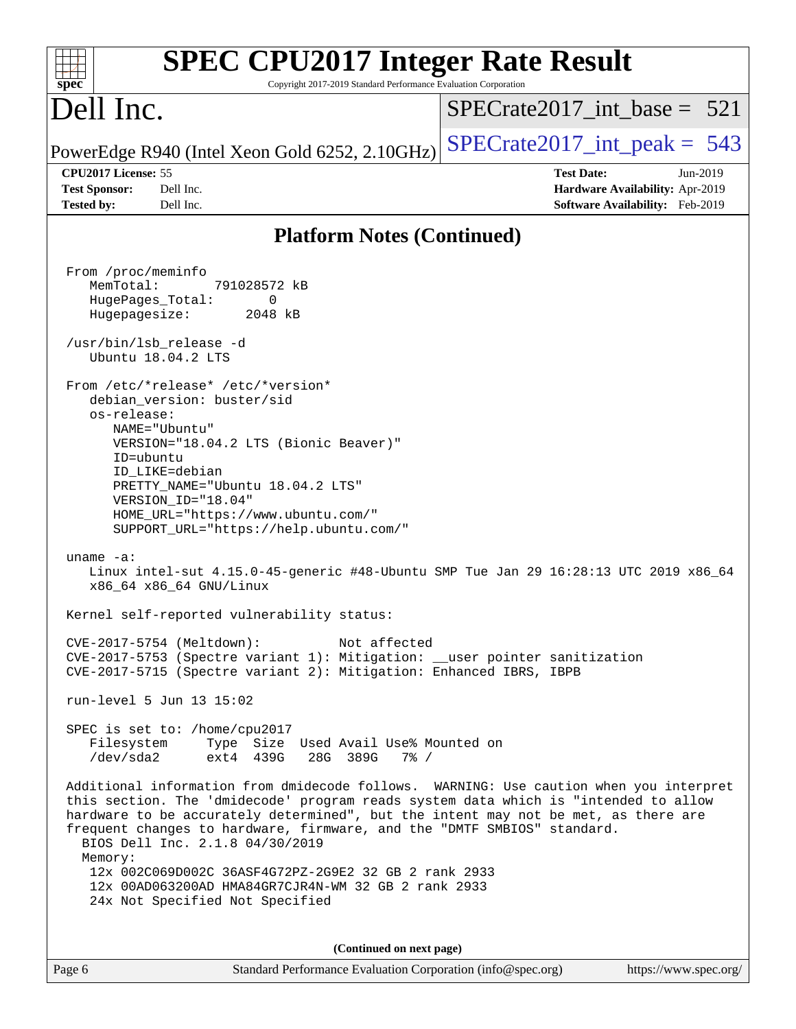## Platform Notes (Continued)

```
From /proc/meminfo
   MemTotal:       791028572 kB
   HugePages_Total:       0
   Hugepagesize:       2048 kB

/usr/bin/lsb_release -d
   Ubuntu 18.04.2 LTS

From /etc/*release* /etc/*version*
   debian_version: buster/sid
   os-release:
      NAME="Ubuntu"
      VERSION="18.04.2 LTS (Bionic Beaver)"
      ID=ubuntu
      ID_LIKE=debian
      PRETTY_NAME="Ubuntu 18.04.2 LTS"
      VERSION_ID="18.04"
      HOME_URL="https://www.ubuntu.com/"
      SUPPORT_URL="https://help.ubuntu.com/"

uname -a:
   Linux intel-sut 4.15.0-45-generic #48-Ubuntu SMP Tue Jan 29 16:28:13 UTC 2019 x86_64
   x86_64 x86_64 GNU/Linux

Kernel self-reported vulnerability status:

CVE-2017-5754 (Meltdown):          Not affected
CVE-2017-5753 (Spectre variant 1): Mitigation: __user pointer sanitization
CVE-2017-5715 (Spectre variant 2): Mitigation: Enhanced IBRS, IBPB

run-level 5 Jun 13 15:02

SPEC is set to: /home/cpu2017
   Filesystem     Type  Size  Used Avail Use% Mounted on
   /dev/sda2      ext4  439G   28G  389G   7% /

Additional information from dmidecode follows.  WARNING: Use caution when you interpret
this section. The 'dmidecode' program reads system data which is "intended to allow
hardware to be accurately determined", but the intent may not be met, as there are
frequent changes to hardware, firmware, and the "DMTF SMBIOS" standard.
  BIOS Dell Inc. 2.1.8 04/30/2019
  Memory:
   12x 002C069D002C 36ASF4G72PZ-2G9E2 32 GB 2 rank 2933
   12x 00AD063200AD HMA84GR7CJR4N-WM 32 GB 2 rank 2933
   24x Not Specified Not Specified
```

**(Continued on next page)**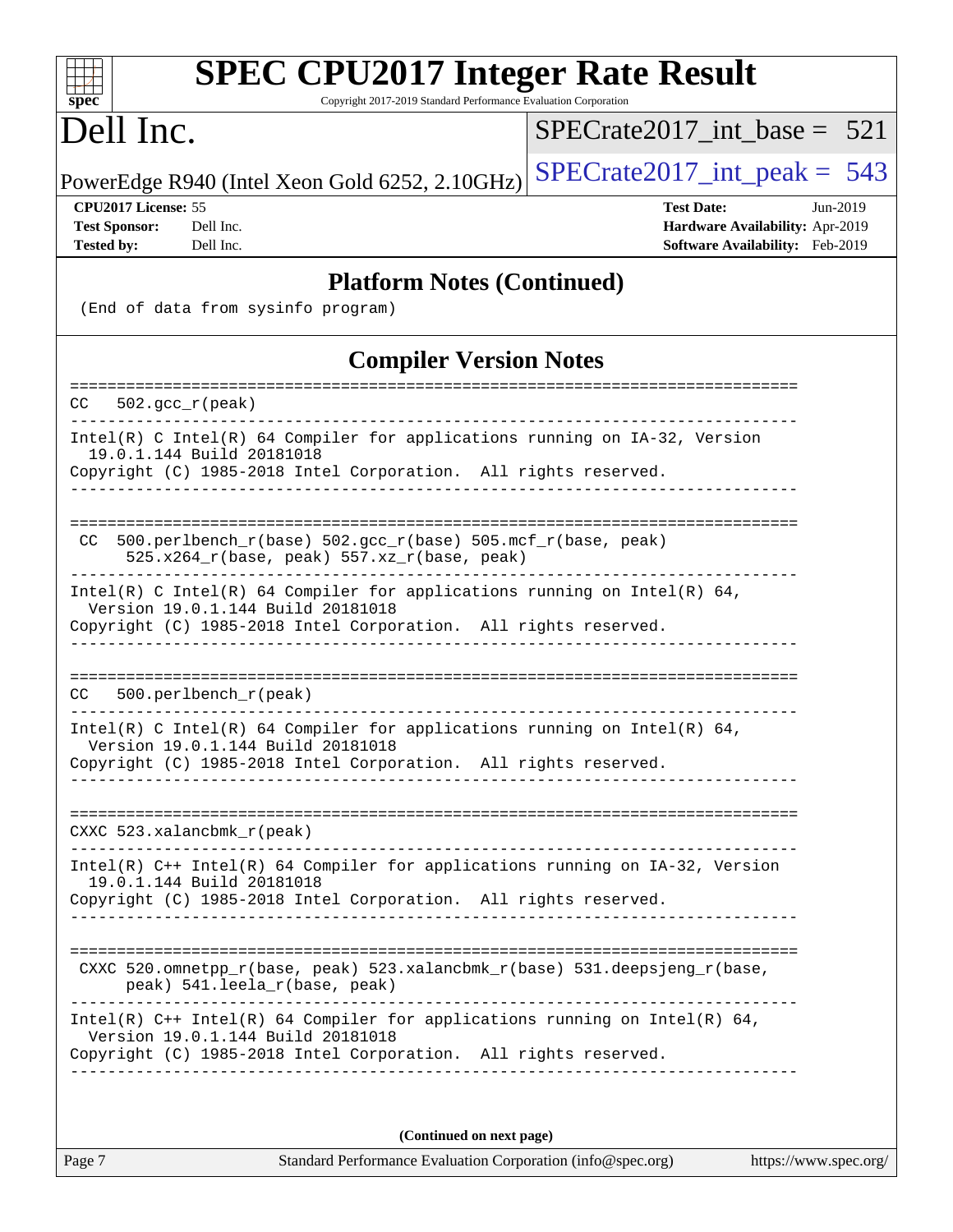## Platform Notes (Continued)

```
(End of data from sysinfo program)
```

## Compiler Version Notes

```
==============================================================================
CC  502.gcc_r(peak)
------------------------------------------------------------------------------
Intel(R) C Intel(R) 64 Compiler for applications running on IA-32, Version
  19.0.1.144 Build 20181018
Copyright (C) 1985-2018 Intel Corporation.  All rights reserved.
------------------------------------------------------------------------------

==============================================================================
 CC  500.perlbench_r(base) 502.gcc_r(base) 505.mcf_r(base, peak)
      525.x264_r(base, peak) 557.xz_r(base, peak)
------------------------------------------------------------------------------
Intel(R) C Intel(R) 64 Compiler for applications running on Intel(R) 64,
  Version 19.0.1.144 Build 20181018
Copyright (C) 1985-2018 Intel Corporation.  All rights reserved.
------------------------------------------------------------------------------

==============================================================================
CC  500.perlbench_r(peak)
------------------------------------------------------------------------------
Intel(R) C Intel(R) 64 Compiler for applications running on Intel(R) 64,
  Version 19.0.1.144 Build 20181018
Copyright (C) 1985-2018 Intel Corporation.  All rights reserved.
------------------------------------------------------------------------------

==============================================================================
CXXC 523.xalancbmk_r(peak)
------------------------------------------------------------------------------
Intel(R) C++ Intel(R) 64 Compiler for applications running on IA-32, Version
  19.0.1.144 Build 20181018
Copyright (C) 1985-2018 Intel Corporation.  All rights reserved.
------------------------------------------------------------------------------

==============================================================================
 CXXC 520.omnetpp_r(base, peak) 523.xalancbmk_r(base) 531.deepsjeng_r(base,
      peak) 541.leela_r(base, peak)
------------------------------------------------------------------------------
Intel(R) C++ Intel(R) 64 Compiler for applications running on Intel(R) 64,
  Version 19.0.1.144 Build 20181018
Copyright (C) 1985-2018 Intel Corporation.  All rights reserved.
------------------------------------------------------------------------------
```

**(Continued on next page)**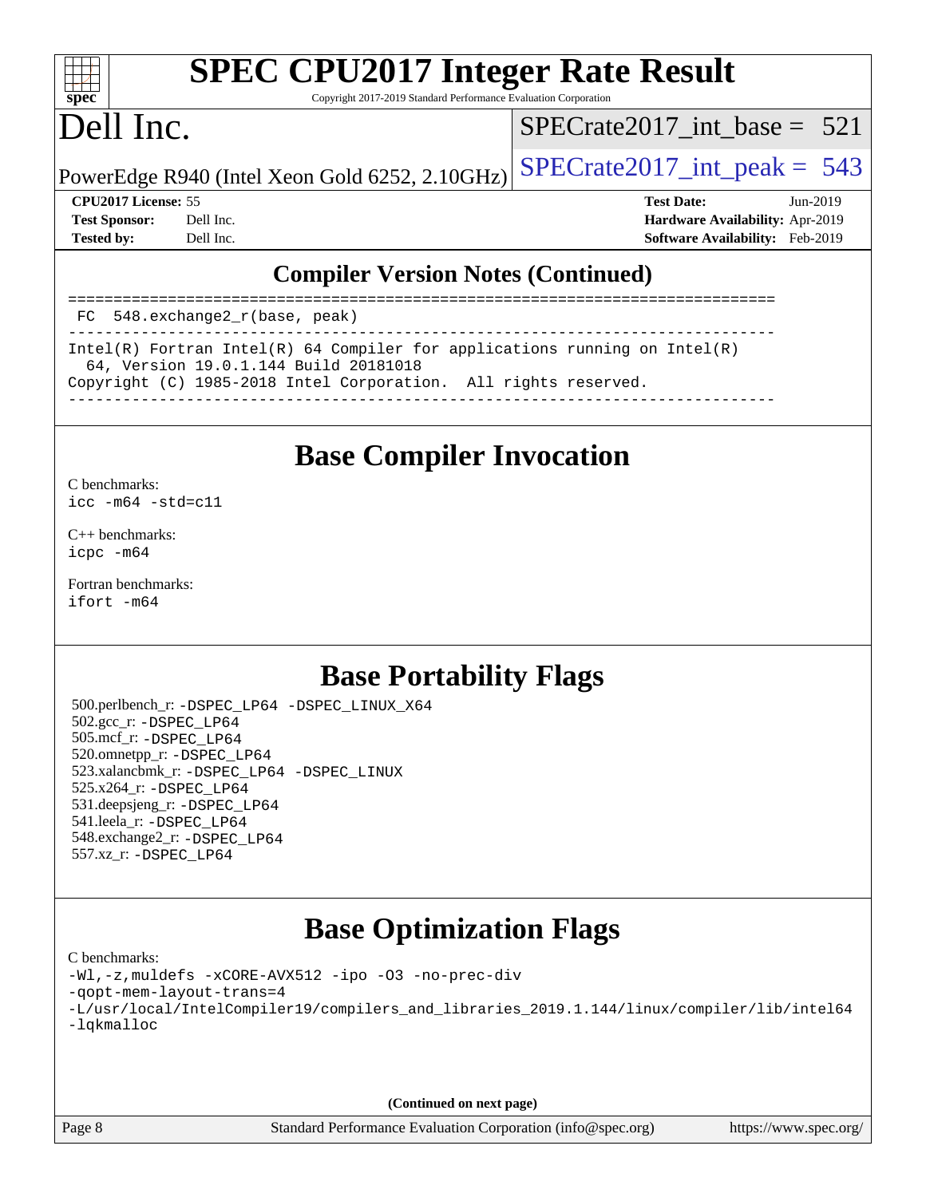# SPEC CPU2017 Integer Rate Result

Copyright 2017-2019 Standard Performance Evaluation Corporation

## Dell Inc.

PowerEdge R940 (Intel Xeon Gold 6252, 2.10GHz)

SPECrate2017_int_base = 521

SPECrate2017_int_peak = 543

**CPU2017 License:** 55
**Test Sponsor:** Dell Inc.
**Tested by:** Dell Inc.

**Test Date:** Jun-2019
**Hardware Availability:** Apr-2019
**Software Availability:** Feb-2019

## Compiler Version Notes (Continued)

```
==============================================================================
 FC  548.exchange2_r(base, peak)
------------------------------------------------------------------------------
Intel(R) Fortran Intel(R) 64 Compiler for applications running on Intel(R)
  64, Version 19.0.1.144 Build 20181018
Copyright (C) 1985-2018 Intel Corporation.  All rights reserved.
------------------------------------------------------------------------------
```

## Base Compiler Invocation

C benchmarks:
```
icc -m64 -std=c11
```

C++ benchmarks:
```
icpc -m64
```

Fortran benchmarks:
```
ifort -m64
```

## Base Portability Flags

500.perlbench_r: -DSPEC_LP64 -DSPEC_LINUX_X64
502.gcc_r: -DSPEC_LP64
505.mcf_r: -DSPEC_LP64
520.omnetpp_r: -DSPEC_LP64
523.xalancbmk_r: -DSPEC_LP64 -DSPEC_LINUX
525.x264_r: -DSPEC_LP64
531.deepsjeng_r: -DSPEC_LP64
541.leela_r: -DSPEC_LP64
548.exchange2_r: -DSPEC_LP64
557.xz_r: -DSPEC_LP64

## Base Optimization Flags

C benchmarks:
```
-Wl,-z,muldefs -xCORE-AVX512 -ipo -O3 -no-prec-div
-qopt-mem-layout-trans=4
-L/usr/local/IntelCompiler19/compilers_and_libraries_2019.1.144/linux/compiler/lib/intel64
-lqkmalloc
```

**(Continued on next page)**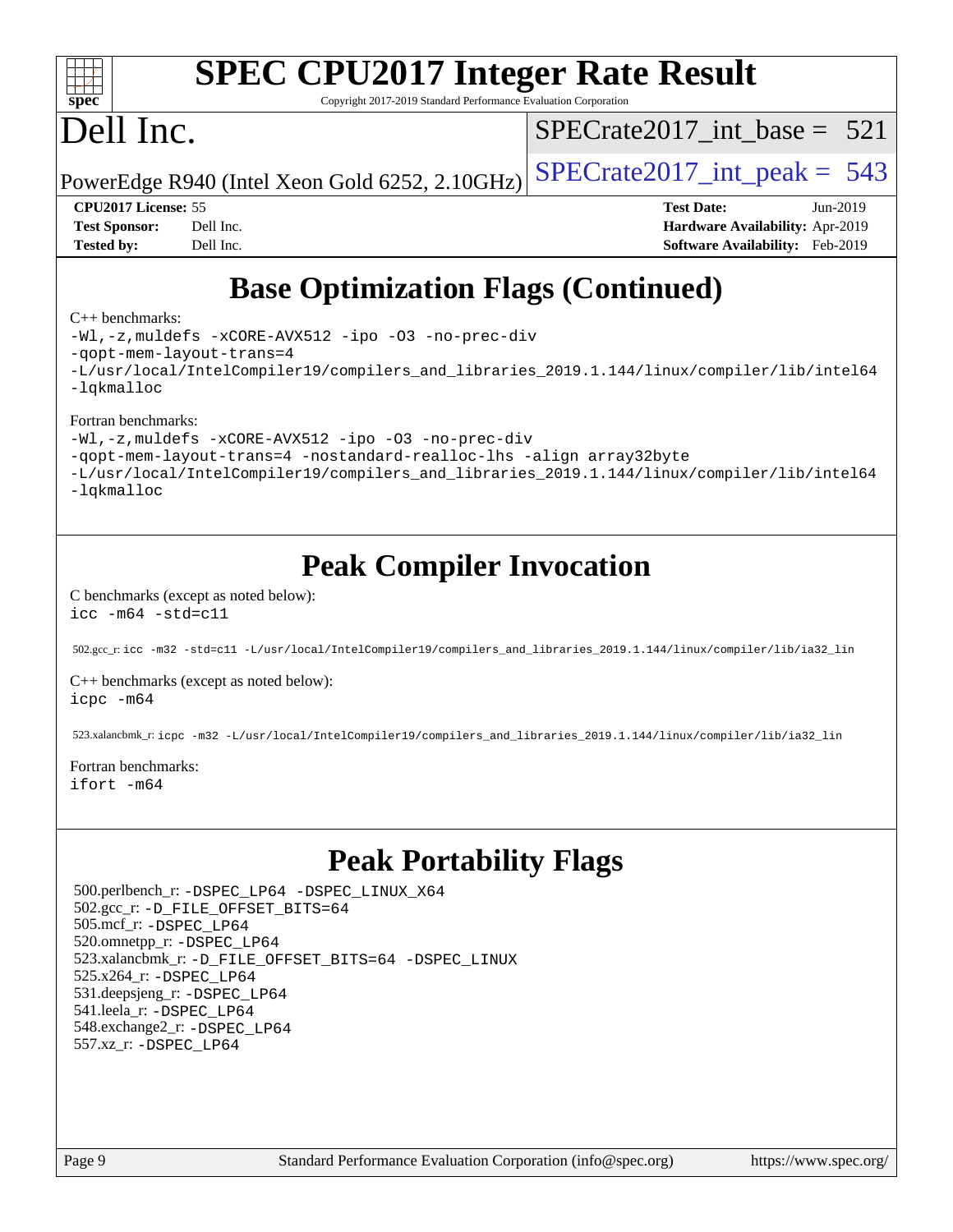## Base Optimization Flags (Continued)

C++ benchmarks:

```
-Wl,-z,muldefs -xCORE-AVX512 -ipo -O3 -no-prec-div
-qopt-mem-layout-trans=4
-L/usr/local/IntelCompiler19/compilers_and_libraries_2019.1.144/linux/compiler/lib/intel64
-lqkmalloc
```

Fortran benchmarks:

```
-Wl,-z,muldefs -xCORE-AVX512 -ipo -O3 -no-prec-div
-qopt-mem-layout-trans=4 -nostandard-realloc-lhs -align array32byte
-L/usr/local/IntelCompiler19/compilers_and_libraries_2019.1.144/linux/compiler/lib/intel64
-lqkmalloc
```

## Peak Compiler Invocation

C benchmarks (except as noted below):

```
icc -m64 -std=c11
```

502.gcc_r: `icc -m32 -std=c11 -L/usr/local/IntelCompiler19/compilers_and_libraries_2019.1.144/linux/compiler/lib/ia32_lin`

C++ benchmarks (except as noted below):

```
icpc -m64
```

523.xalancbmk_r: `icpc -m32 -L/usr/local/IntelCompiler19/compilers_and_libraries_2019.1.144/linux/compiler/lib/ia32_lin`

Fortran benchmarks:

```
ifort -m64
```

## Peak Portability Flags

500.perlbench_r: -DSPEC_LP64 -DSPEC_LINUX_X64
502.gcc_r: -D_FILE_OFFSET_BITS=64
505.mcf_r: -DSPEC_LP64
520.omnetpp_r: -DSPEC_LP64
523.xalancbmk_r: -D_FILE_OFFSET_BITS=64 -DSPEC_LINUX
525.x264_r: -DSPEC_LP64
531.deepsjeng_r: -DSPEC_LP64
541.leela_r: -DSPEC_LP64
548.exchange2_r: -DSPEC_LP64
557.xz_r: -DSPEC_LP64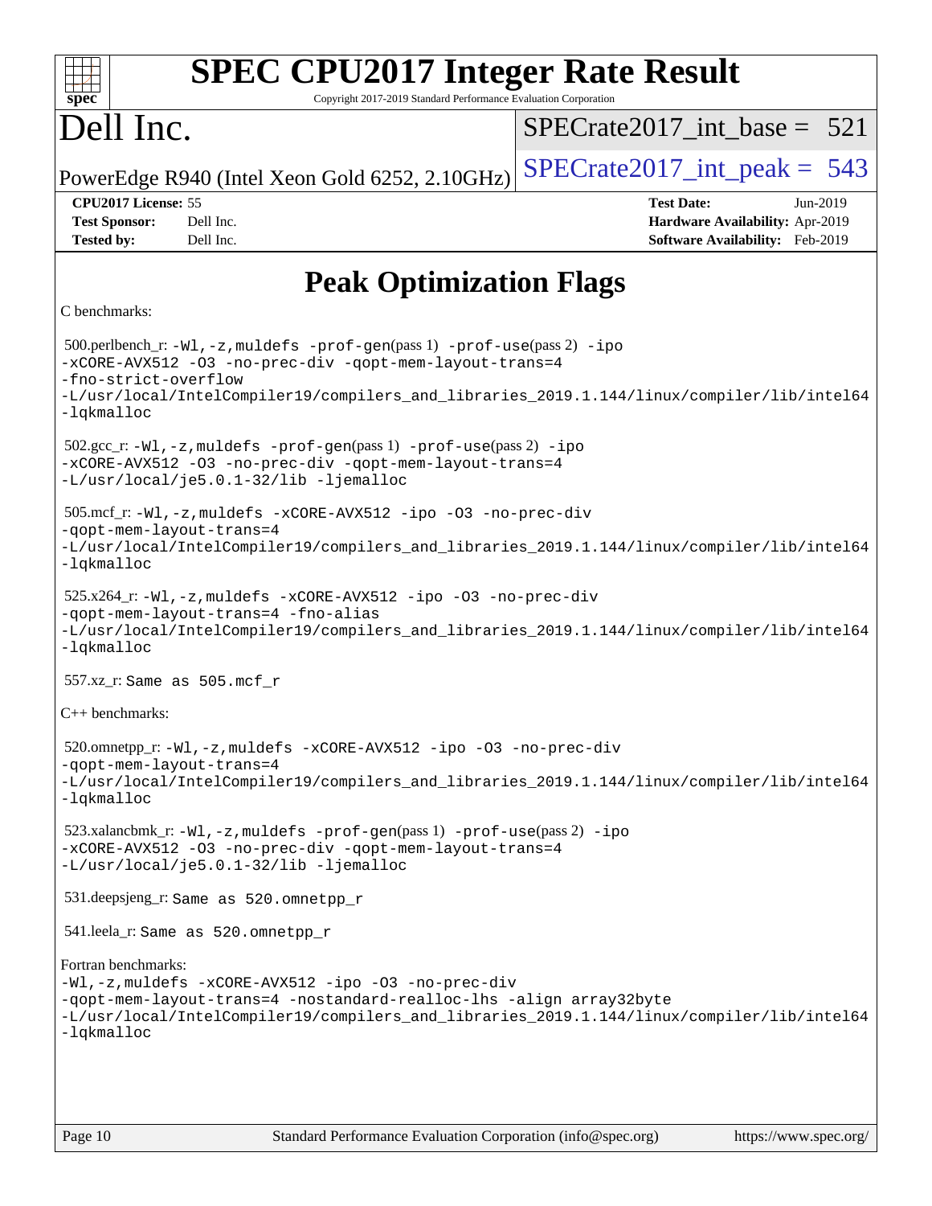# SPEC CPU2017 Integer Rate Result

Copyright 2017-2019 Standard Performance Evaluation Corporation

# Dell Inc.

PowerEdge R940 (Intel Xeon Gold 6252, 2.10GHz)

SPECrate2017_int_base = 521

SPECrate2017_int_peak = 543

**CPU2017 License:** 55
**Test Sponsor:** Dell Inc.
**Tested by:** Dell Inc.

**Test Date:** Jun-2019
**Hardware Availability:** Apr-2019
**Software Availability:** Feb-2019

## Peak Optimization Flags

C benchmarks:

500.perlbench_r: `-Wl,-z,muldefs -prof-gen`(pass 1) `-prof-use`(pass 2) `-ipo -xCORE-AVX512 -O3 -no-prec-div -qopt-mem-layout-trans=4 -fno-strict-overflow -L/usr/local/IntelCompiler19/compilers_and_libraries_2019.1.144/linux/compiler/lib/intel64 -lqkmalloc`

502.gcc_r: `-Wl,-z,muldefs -prof-gen`(pass 1) `-prof-use`(pass 2) `-ipo -xCORE-AVX512 -O3 -no-prec-div -qopt-mem-layout-trans=4 -L/usr/local/je5.0.1-32/lib -ljemalloc`

505.mcf_r: `-Wl,-z,muldefs -xCORE-AVX512 -ipo -O3 -no-prec-div -qopt-mem-layout-trans=4 -L/usr/local/IntelCompiler19/compilers_and_libraries_2019.1.144/linux/compiler/lib/intel64 -lqkmalloc`

525.x264_r: `-Wl,-z,muldefs -xCORE-AVX512 -ipo -O3 -no-prec-div -qopt-mem-layout-trans=4 -fno-alias -L/usr/local/IntelCompiler19/compilers_and_libraries_2019.1.144/linux/compiler/lib/intel64 -lqkmalloc`

557.xz_r: Same as 505.mcf_r

C++ benchmarks:

520.omnetpp_r: `-Wl,-z,muldefs -xCORE-AVX512 -ipo -O3 -no-prec-div -qopt-mem-layout-trans=4 -L/usr/local/IntelCompiler19/compilers_and_libraries_2019.1.144/linux/compiler/lib/intel64 -lqkmalloc`

523.xalancbmk_r: `-Wl,-z,muldefs -prof-gen`(pass 1) `-prof-use`(pass 2) `-ipo -xCORE-AVX512 -O3 -no-prec-div -qopt-mem-layout-trans=4 -L/usr/local/je5.0.1-32/lib -ljemalloc`

531.deepsjeng_r: Same as 520.omnetpp_r

541.leela_r: Same as 520.omnetpp_r

Fortran benchmarks:

`-Wl,-z,muldefs -xCORE-AVX512 -ipo -O3 -no-prec-div -qopt-mem-layout-trans=4 -nostandard-realloc-lhs -align array32byte -L/usr/local/IntelCompiler19/compilers_and_libraries_2019.1.144/linux/compiler/lib/intel64 -lqkmalloc`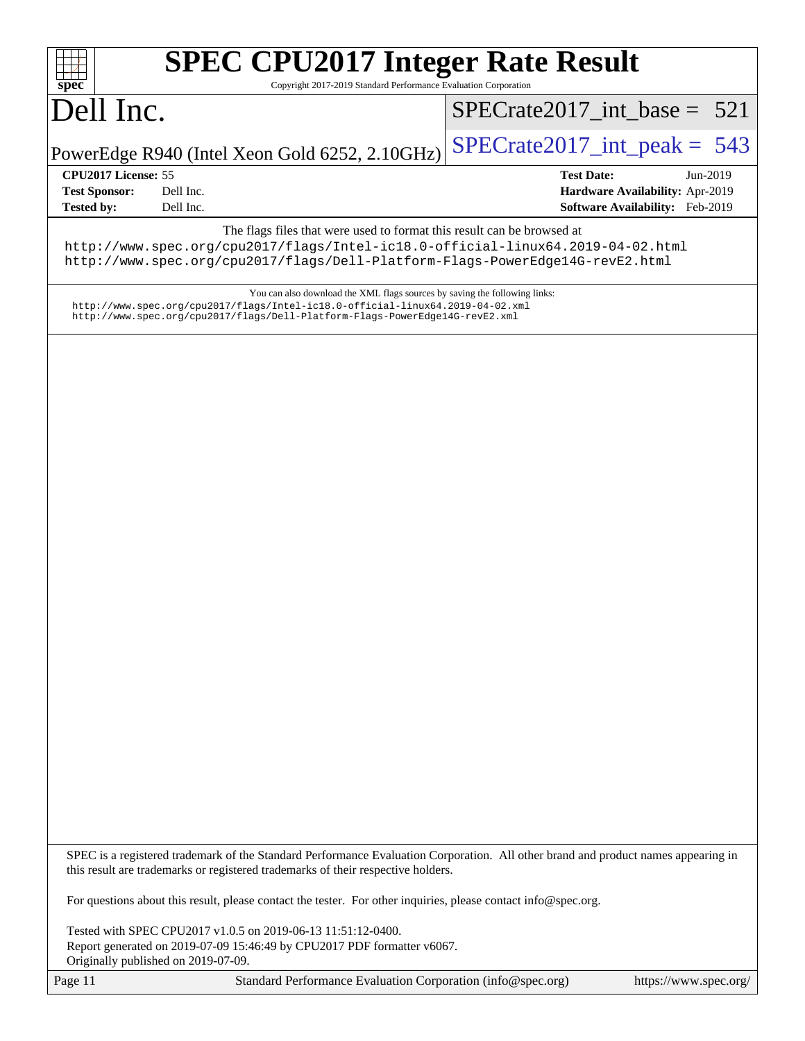The flags files that were used to format this result can be browsed at
http://www.spec.org/cpu2017/flags/Intel-ic18.0-official-linux64.2019-04-02.html
http://www.spec.org/cpu2017/flags/Dell-Platform-Flags-PowerEdge14G-revE2.html

You can also download the XML flags sources by saving the following links:
http://www.spec.org/cpu2017/flags/Intel-ic18.0-official-linux64.2019-04-02.xml
http://www.spec.org/cpu2017/flags/Dell-Platform-Flags-PowerEdge14G-revE2.xml

SPEC is a registered trademark of the Standard Performance Evaluation Corporation. All other brand and product names appearing in this result are trademarks or registered trademarks of their respective holders.

For questions about this result, please contact the tester. For other inquiries, please contact info@spec.org.

Tested with SPEC CPU2017 v1.0.5 on 2019-06-13 11:51:12-0400.
Report generated on 2019-07-09 15:46:49 by CPU2017 PDF formatter v6067.
Originally published on 2019-07-09.